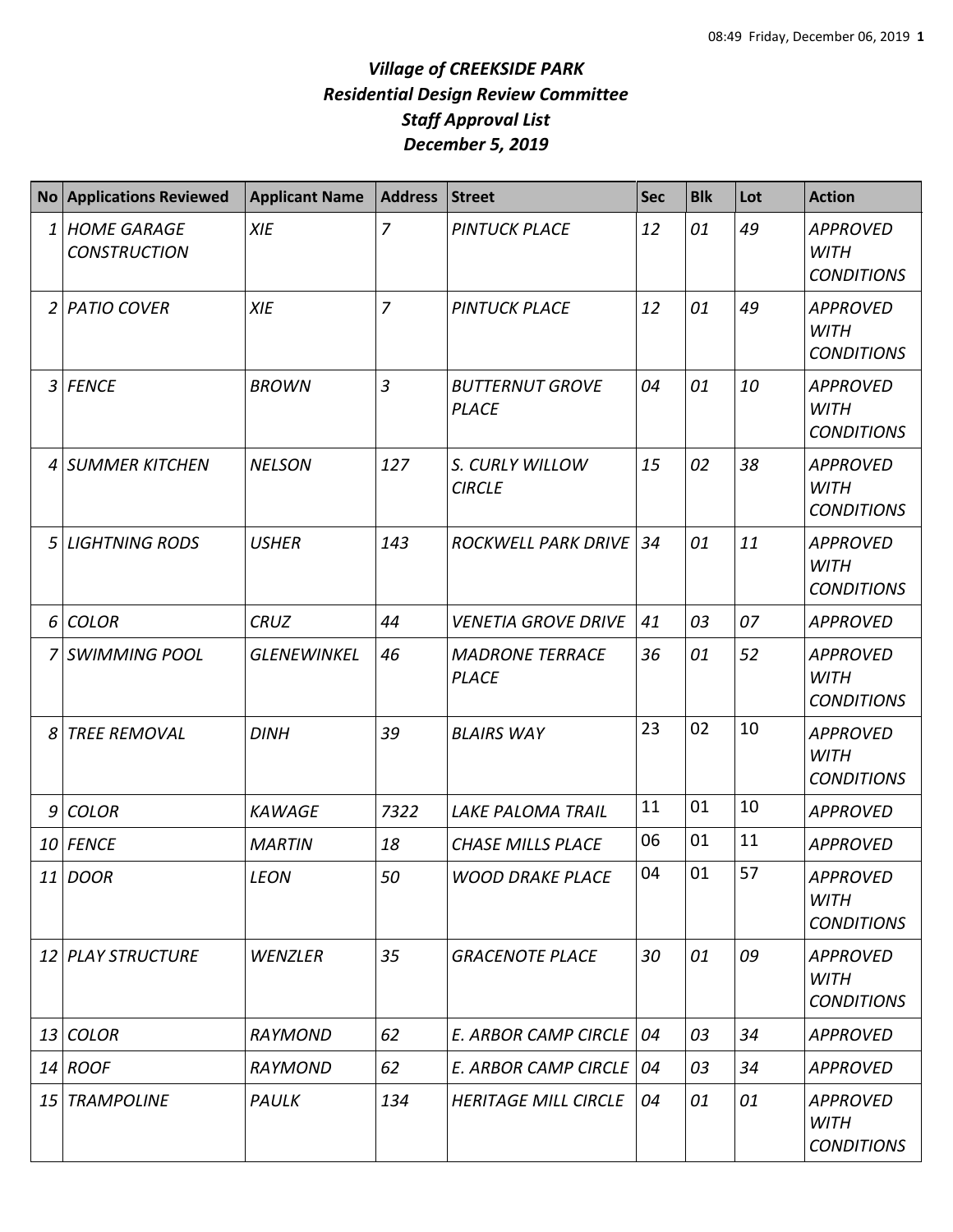# *Village of CREEKSIDE PARK*
# *Residential Design Review Committee*
# *Staff Approval List*
# *December 5, 2019*

| No | Applications Reviewed | Applicant Name | Address | Street | Sec | Blk | Lot | Action |
|---|---|---|---|---|---|---|---|---|
| 1 | HOME GARAGE CONSTRUCTION | XIE | 7 | PINTUCK PLACE | 12 | 01 | 49 | APPROVED WITH CONDITIONS |
| 2 | PATIO COVER | XIE | 7 | PINTUCK PLACE | 12 | 01 | 49 | APPROVED WITH CONDITIONS |
| 3 | FENCE | BROWN | 3 | BUTTERNUT GROVE PLACE | 04 | 01 | 10 | APPROVED WITH CONDITIONS |
| 4 | SUMMER KITCHEN | NELSON | 127 | S. CURLY WILLOW CIRCLE | 15 | 02 | 38 | APPROVED WITH CONDITIONS |
| 5 | LIGHTNING RODS | USHER | 143 | ROCKWELL PARK DRIVE | 34 | 01 | 11 | APPROVED WITH CONDITIONS |
| 6 | COLOR | CRUZ | 44 | VENETIA GROVE DRIVE | 41 | 03 | 07 | APPROVED |
| 7 | SWIMMING POOL | GLENEWINKEL | 46 | MADRONE TERRACE PLACE | 36 | 01 | 52 | APPROVED WITH CONDITIONS |
| 8 | TREE REMOVAL | DINH | 39 | BLAIRS WAY | 23 | 02 | 10 | APPROVED WITH CONDITIONS |
| 9 | COLOR | KAWAGE | 7322 | LAKE PALOMA TRAIL | 11 | 01 | 10 | APPROVED |
| 10 | FENCE | MARTIN | 18 | CHASE MILLS PLACE | 06 | 01 | 11 | APPROVED |
| 11 | DOOR | LEON | 50 | WOOD DRAKE PLACE | 04 | 01 | 57 | APPROVED WITH CONDITIONS |
| 12 | PLAY STRUCTURE | WENZLER | 35 | GRACENOTE PLACE | 30 | 01 | 09 | APPROVED WITH CONDITIONS |
| 13 | COLOR | RAYMOND | 62 | E. ARBOR CAMP CIRCLE | 04 | 03 | 34 | APPROVED |
| 14 | ROOF | RAYMOND | 62 | E. ARBOR CAMP CIRCLE | 04 | 03 | 34 | APPROVED |
| 15 | TRAMPOLINE | PAULK | 134 | HERITAGE MILL CIRCLE | 04 | 01 | 01 | APPROVED WITH CONDITIONS |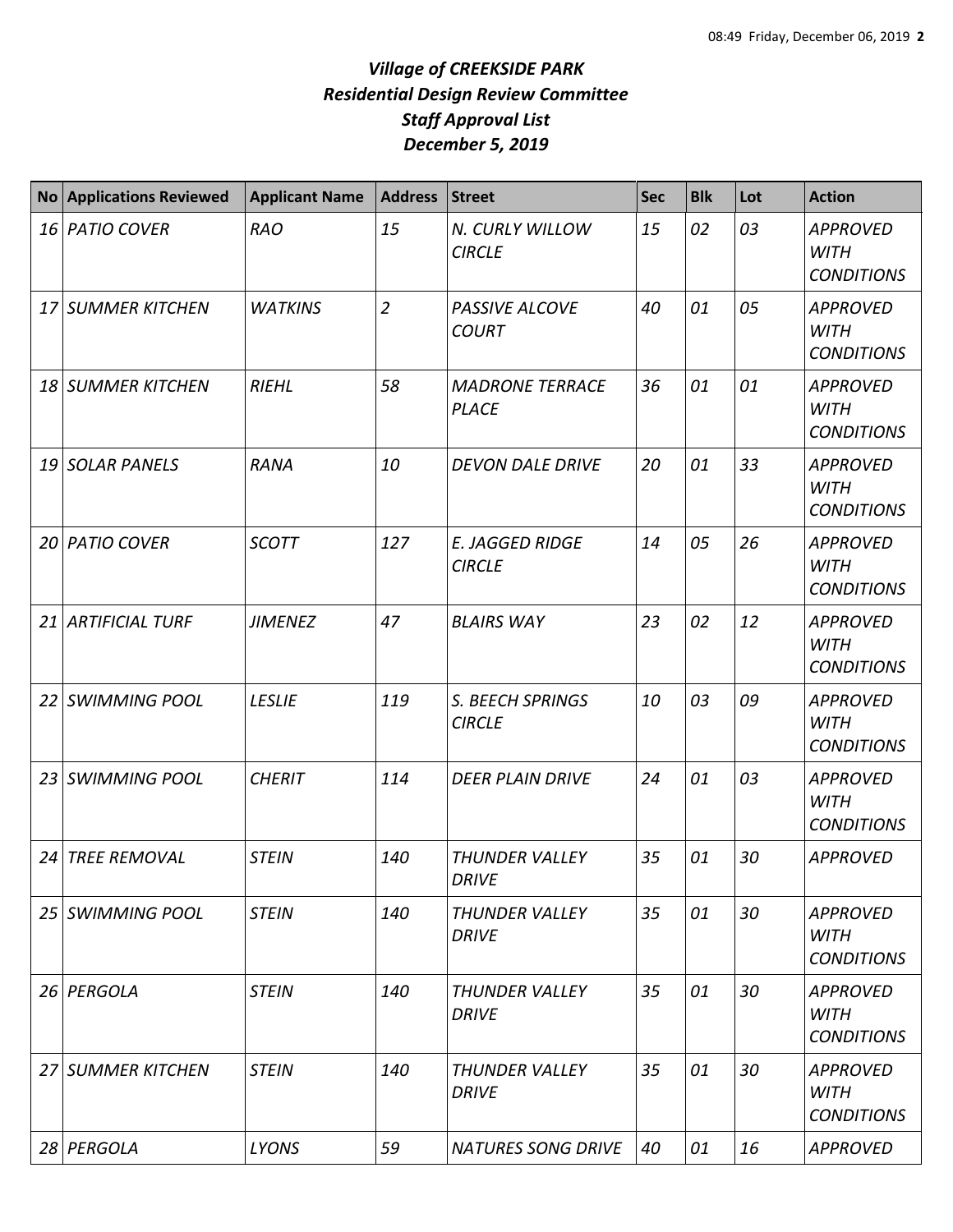# *Village of CREEKSIDE PARK*
# *Residential Design Review Committee*
# *Staff Approval List*
# *December 5, 2019*

| No | Applications Reviewed | Applicant Name | Address | Street | Sec | Blk | Lot | Action |
|---|---|---|---|---|---|---|---|---|
| *16* | *PATIO COVER* | *RAO* | *15* | *N. CURLY WILLOW CIRCLE* | *15* | *02* | *03* | *APPROVED WITH CONDITIONS* |
| *17* | *SUMMER KITCHEN* | *WATKINS* | *2* | *PASSIVE ALCOVE COURT* | *40* | *01* | *05* | *APPROVED WITH CONDITIONS* |
| *18* | *SUMMER KITCHEN* | *RIEHL* | *58* | *MADRONE TERRACE PLACE* | *36* | *01* | *01* | *APPROVED WITH CONDITIONS* |
| *19* | *SOLAR PANELS* | *RANA* | *10* | *DEVON DALE DRIVE* | *20* | *01* | *33* | *APPROVED WITH CONDITIONS* |
| *20* | *PATIO COVER* | *SCOTT* | *127* | *E. JAGGED RIDGE CIRCLE* | *14* | *05* | *26* | *APPROVED WITH CONDITIONS* |
| *21* | *ARTIFICIAL TURF* | *JIMENEZ* | *47* | *BLAIRS WAY* | *23* | *02* | *12* | *APPROVED WITH CONDITIONS* |
| *22* | *SWIMMING POOL* | *LESLIE* | *119* | *S. BEECH SPRINGS CIRCLE* | *10* | *03* | *09* | *APPROVED WITH CONDITIONS* |
| *23* | *SWIMMING POOL* | *CHERIT* | *114* | *DEER PLAIN DRIVE* | *24* | *01* | *03* | *APPROVED WITH CONDITIONS* |
| *24* | *TREE REMOVAL* | *STEIN* | *140* | *THUNDER VALLEY DRIVE* | *35* | *01* | *30* | *APPROVED* |
| *25* | *SWIMMING POOL* | *STEIN* | *140* | *THUNDER VALLEY DRIVE* | *35* | *01* | *30* | *APPROVED WITH CONDITIONS* |
| *26* | *PERGOLA* | *STEIN* | *140* | *THUNDER VALLEY DRIVE* | *35* | *01* | *30* | *APPROVED WITH CONDITIONS* |
| *27* | *SUMMER KITCHEN* | *STEIN* | *140* | *THUNDER VALLEY DRIVE* | *35* | *01* | *30* | *APPROVED WITH CONDITIONS* |
| *28* | *PERGOLA* | *LYONS* | *59* | *NATURES SONG DRIVE* | *40* | *01* | *16* | *APPROVED* |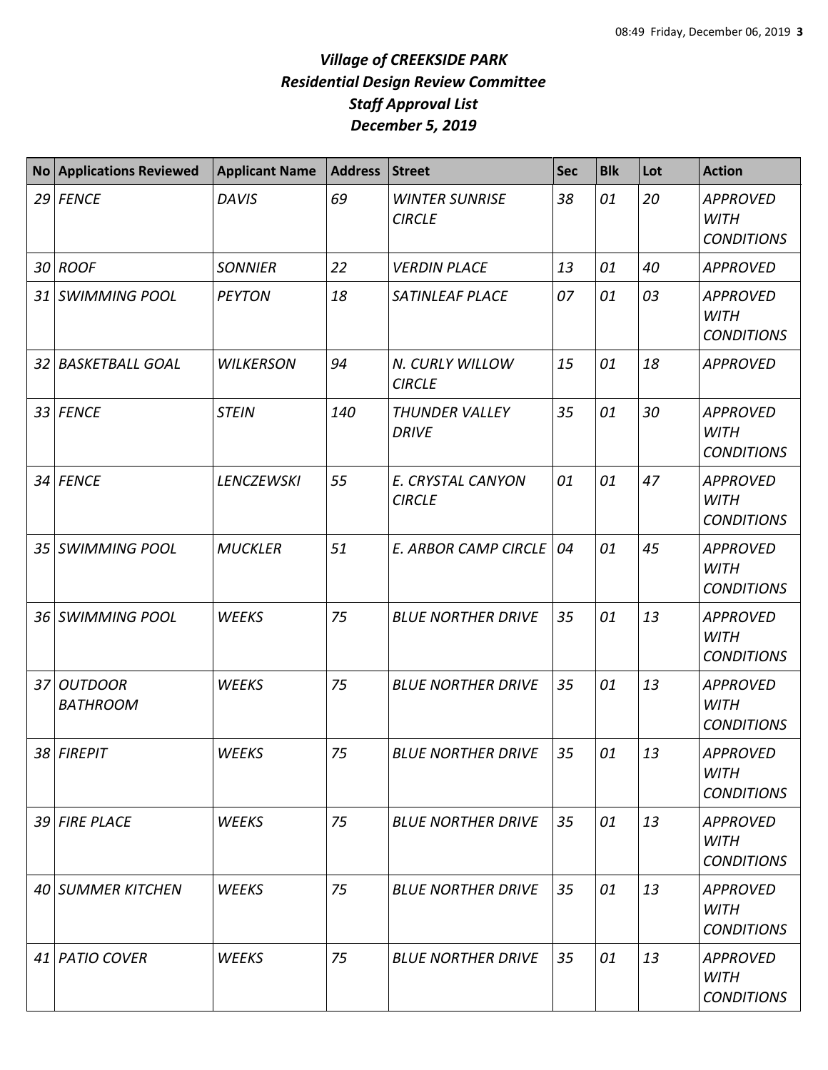# *Village of CREEKSIDE PARK*
## *Residential Design Review Committee*
## *Staff Approval List*
## *December 5, 2019*

| No | Applications Reviewed | Applicant Name | Address | Street | Sec | Blk | Lot | Action |
|---|---|---|---|---|---|---|---|---|
| *29* | *FENCE* | *DAVIS* | *69* | *WINTER SUNRISE CIRCLE* | *38* | *01* | *20* | *APPROVED WITH CONDITIONS* |
| *30* | *ROOF* | *SONNIER* | *22* | *VERDIN PLACE* | *13* | *01* | *40* | *APPROVED* |
| *31* | *SWIMMING POOL* | *PEYTON* | *18* | *SATINLEAF PLACE* | *07* | *01* | *03* | *APPROVED WITH CONDITIONS* |
| *32* | *BASKETBALL GOAL* | *WILKERSON* | *94* | *N. CURLY WILLOW CIRCLE* | *15* | *01* | *18* | *APPROVED* |
| *33* | *FENCE* | *STEIN* | *140* | *THUNDER VALLEY DRIVE* | *35* | *01* | *30* | *APPROVED WITH CONDITIONS* |
| *34* | *FENCE* | *LENCZEWSKI* | *55* | *E. CRYSTAL CANYON CIRCLE* | *01* | *01* | *47* | *APPROVED WITH CONDITIONS* |
| *35* | *SWIMMING POOL* | *MUCKLER* | *51* | *E. ARBOR CAMP CIRCLE* | *04* | *01* | *45* | *APPROVED WITH CONDITIONS* |
| *36* | *SWIMMING POOL* | *WEEKS* | *75* | *BLUE NORTHER DRIVE* | *35* | *01* | *13* | *APPROVED WITH CONDITIONS* |
| *37* | *OUTDOOR BATHROOM* | *WEEKS* | *75* | *BLUE NORTHER DRIVE* | *35* | *01* | *13* | *APPROVED WITH CONDITIONS* |
| *38* | *FIREPIT* | *WEEKS* | *75* | *BLUE NORTHER DRIVE* | *35* | *01* | *13* | *APPROVED WITH CONDITIONS* |
| *39* | *FIRE PLACE* | *WEEKS* | *75* | *BLUE NORTHER DRIVE* | *35* | *01* | *13* | *APPROVED WITH CONDITIONS* |
| *40* | *SUMMER KITCHEN* | *WEEKS* | *75* | *BLUE NORTHER DRIVE* | *35* | *01* | *13* | *APPROVED WITH CONDITIONS* |
| *41* | *PATIO COVER* | *WEEKS* | *75* | *BLUE NORTHER DRIVE* | *35* | *01* | *13* | *APPROVED WITH CONDITIONS* |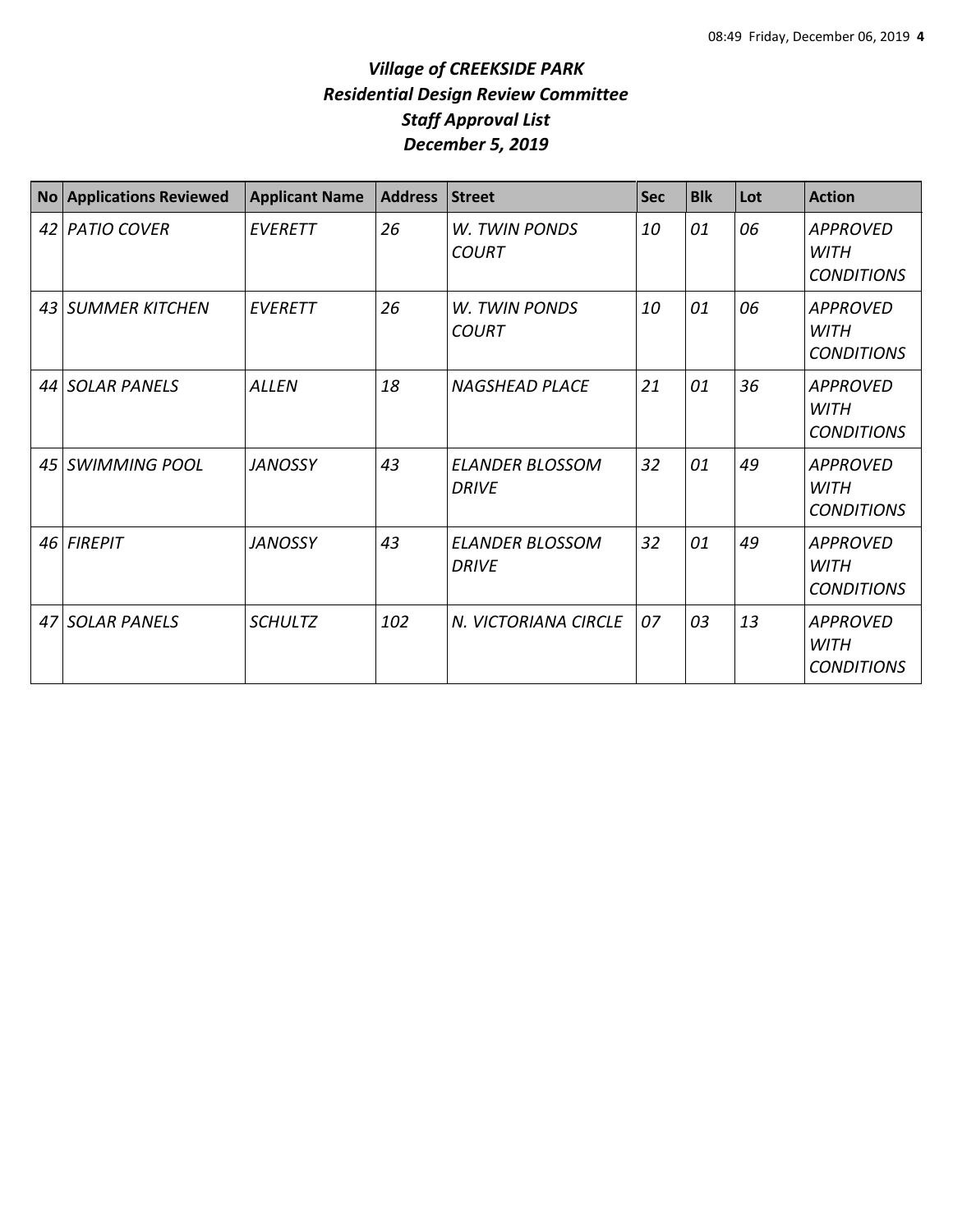# *Village of CREEKSIDE PARK*
## *Residential Design Review Committee*
## *Staff Approval List*
## *December 5, 2019*

| No | Applications Reviewed | Applicant Name | Address | Street | Sec | Blk | Lot | Action |
|---|---|---|---|---|---|---|---|---|
| *42* | *PATIO COVER* | *EVERETT* | *26* | *W. TWIN PONDS COURT* | *10* | *01* | *06* | *APPROVED WITH CONDITIONS* |
| *43* | *SUMMER KITCHEN* | *EVERETT* | *26* | *W. TWIN PONDS COURT* | *10* | *01* | *06* | *APPROVED WITH CONDITIONS* |
| *44* | *SOLAR PANELS* | *ALLEN* | *18* | *NAGSHEAD PLACE* | *21* | *01* | *36* | *APPROVED WITH CONDITIONS* |
| *45* | *SWIMMING POOL* | *JANOSSY* | *43* | *ELANDER BLOSSOM DRIVE* | *32* | *01* | *49* | *APPROVED WITH CONDITIONS* |
| *46* | *FIREPIT* | *JANOSSY* | *43* | *ELANDER BLOSSOM DRIVE* | *32* | *01* | *49* | *APPROVED WITH CONDITIONS* |
| *47* | *SOLAR PANELS* | *SCHULTZ* | *102* | *N. VICTORIANA CIRCLE* | *07* | *03* | *13* | *APPROVED WITH CONDITIONS* |